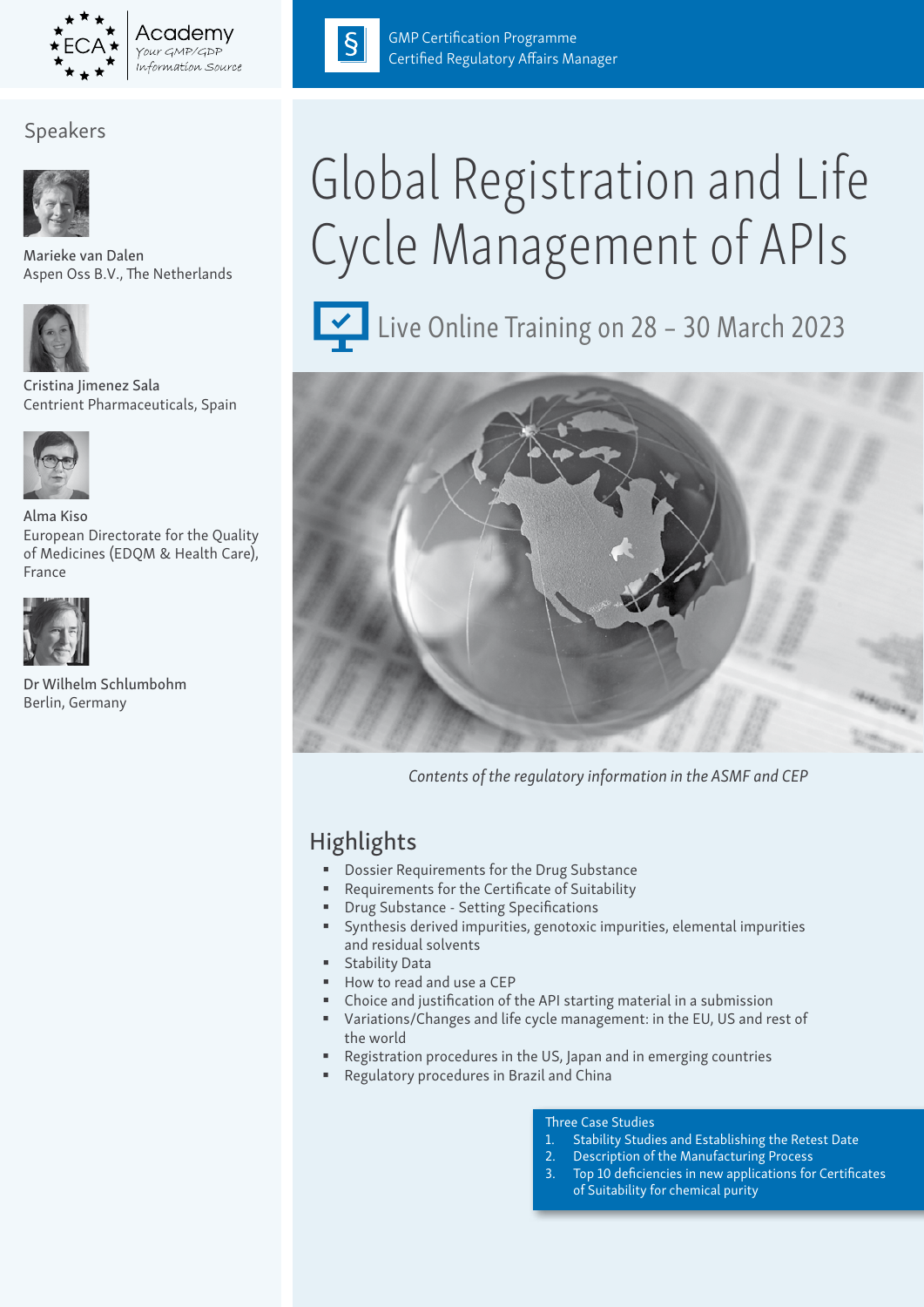Academy
Your GMP/GDP Information Source

GMP Certification Programme
Certified Regulatory Affairs Manager

## Speakers

Marieke van Dalen
Aspen Oss B.V., The Netherlands

Cristina Jimenez Sala
Centrient Pharmaceuticals, Spain

Alma Kiso
European Directorate for the Quality of Medicines (EDQM & Health Care), France

Dr Wilhelm Schlumbohm
Berlin, Germany

# Global Registration and Life Cycle Management of APIs

Live Online Training on 28 – 30 March 2023

*Contents of the regulatory information in the ASMF and CEP*

## Highlights

- Dossier Requirements for the Drug Substance
- Requirements for the Certificate of Suitability
- Drug Substance - Setting Specifications
- Synthesis derived impurities, genotoxic impurities, elemental impurities and residual solvents
- Stability Data
- How to read and use a CEP
- Choice and justification of the API starting material in a submission
- Variations/Changes and life cycle management: in the EU, US and rest of the world
- Registration procedures in the US, Japan and in emerging countries
- Regulatory procedures in Brazil and China

Three Case Studies

1. Stability Studies and Establishing the Retest Date
2. Description of the Manufacturing Process
3. Top 10 deficiencies in new applications for Certificates of Suitability for chemical purity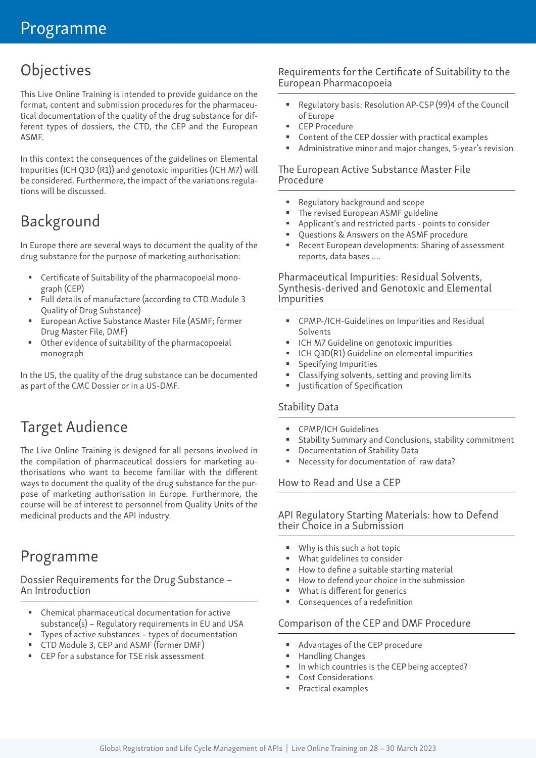# Programme

## Objectives

This Live Online Training is intended to provide guidance on the format, content and submission procedures for the pharmaceutical documentation of the quality of the drug substance for different types of dossiers, the CTD, the CEP and the European ASMF.

In this context the consequences of the guidelines on Elemental Impurities (ICH Q3D (R1)) and genotoxic impurities (ICH M7) will be considered. Furthermore, the impact of the variations regulations will be discussed.

## Background

In Europe there are several ways to document the quality of the drug substance for the purpose of marketing authorisation:

- Certificate of Suitability of the pharmacopoeial monograph (CEP)
- Full details of manufacture (according to CTD Module 3 Quality of Drug Substance)
- European Active Substance Master File (ASMF; former Drug Master File, DMF)
- Other evidence of suitability of the pharmacopoeial monograph

In the US, the quality of the drug substance can be documented as part of the CMC Dossier or in a US-DMF.

## Target Audience

The Live Online Training is designed for all persons involved in the compilation of pharmaceutical dossiers for marketing authorisations who want to become familiar with the different ways to document the quality of the drug substance for the purpose of marketing authorisation in Europe. Furthermore, the course will be of interest to personnel from Quality Units of the medicinal products and the API industry.

## Programme

### Dossier Requirements for the Drug Substance – An Introduction

- Chemical pharmaceutical documentation for active substance(s) – Regulatory requirements in EU and USA
- Types of active substances – types of documentation
- CTD Module 3, CEP and ASMF (former DMF)
- CEP for a substance for TSE risk assessment

### Requirements for the Certificate of Suitability to the European Pharmacopoeia

- Regulatory basis: Resolution AP-CSP (99)4 of the Council of Europe
- CEP Procedure
- Content of the CEP dossier with practical examples
- Administrative minor and major changes, 5-year's revision

### The European Active Substance Master File Procedure

- Regulatory background and scope
- The revised European ASMF guideline
- Applicant's and restricted parts - points to consider
- Questions & Answers on the ASMF procedure
- Recent European developments: Sharing of assessment reports, data bases ….

### Pharmaceutical Impurities: Residual Solvents, Synthesis-derived and Genotoxic and Elemental Impurities

- CPMP-/ICH-Guidelines on Impurities and Residual Solvents
- ICH M7 Guideline on genotoxic impurities
- ICH Q3D(R1) Guideline on elemental impurities
- Specifying Impurities
- Classifying solvents, setting and proving limits
- Justification of Specification

### Stability Data

- CPMP/ICH Guidelines
- Stability Summary and Conclusions, stability commitment
- Documentation of Stability Data
- Necessity for documentation of raw data?

### How to Read and Use a CEP

### API Regulatory Starting Materials: how to Defend their Choice in a Submission

- Why is this such a hot topic
- What guidelines to consider
- How to define a suitable starting material
- How to defend your choice in the submission
- What is different for generics
- Consequences of a redefinition

### Comparison of the CEP and DMF Procedure

- Advantages of the CEP procedure
- Handling Changes
- In which countries is the CEP being accepted?
- Cost Considerations
- Practical examples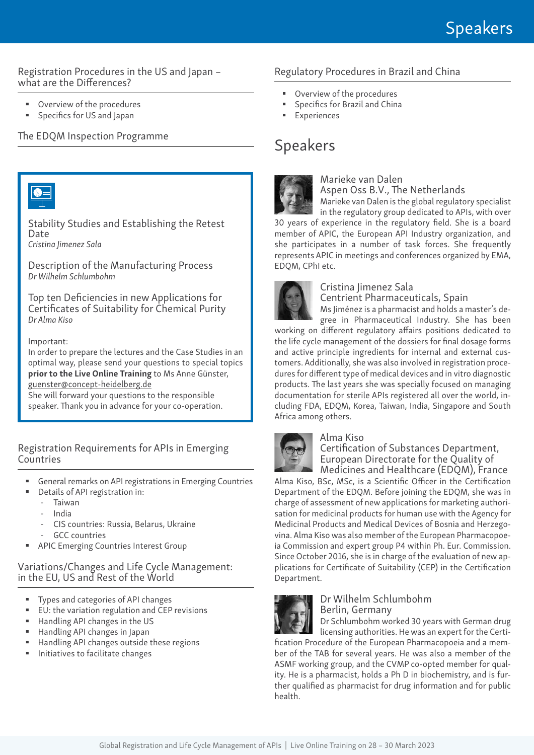## Registration Procedures in the US and Japan – what are the Differences?

- Overview of the procedures
- Specifics for US and Japan

## The EDQM Inspection Programme

### Stability Studies and Establishing the Retest Date
*Cristina Jimenez Sala*

### Description of the Manufacturing Process
*Dr Wilhelm Schlumbohm*

### Top ten Deficiencies in new Applications for Certificates of Suitability for Chemical Purity
*Dr Alma Kiso*

Important:
In order to prepare the lectures and the Case Studies in an optimal way, please send your questions to special topics **prior to the Live Online Training** to Ms Anne Günster, guenster@concept-heidelberg.de
She will forward your questions to the responsible speaker. Thank you in advance for your co-operation.

## Registration Requirements for APIs in Emerging Countries

- General remarks on API registrations in Emerging Countries
- Details of API registration in:
  - Taiwan
  - India
  - CIS countries: Russia, Belarus, Ukraine
  - GCC countries
- APIC Emerging Countries Interest Group

## Variations/Changes and Life Cycle Management: in the EU, US and Rest of the World

- Types and categories of API changes
- EU: the variation regulation and CEP revisions
- Handling API changes in the US
- Handling API changes in Japan
- Handling API changes outside these regions
- Initiatives to facilitate changes

## Regulatory Procedures in Brazil and China

- Overview of the procedures
- Specifics for Brazil and China
- Experiences

# Speakers

### Marieke van Dalen
### Aspen Oss B.V., The Netherlands

Marieke van Dalen is the global regulatory specialist in the regulatory group dedicated to APIs, with over 30 years of experience in the regulatory field. She is a board member of APIC, the European API Industry organization, and she participates in a number of task forces. She frequently represents APIC in meetings and conferences organized by EMA, EDQM, CPhI etc.

### Cristina Jimenez Sala
### Centrient Pharmaceuticals, Spain

Ms Jiménez is a pharmacist and holds a master's degree in Pharmaceutical Industry. She has been working on different regulatory affairs positions dedicated to the life cycle management of the dossiers for final dosage forms and active principle ingredients for internal and external customers. Additionally, she was also involved in registration procedures for different type of medical devices and in vitro diagnostic products. The last years she was specially focused on managing documentation for sterile APIs registered all over the world, including FDA, EDQM, Korea, Taiwan, India, Singapore and South Africa among others.

### Alma Kiso
### Certification of Substances Department, European Directorate for the Quality of Medicines and Healthcare (EDQM), France

Alma Kiso, BSc, MSc, is a Scientific Officer in the Certification Department of the EDQM. Before joining the EDQM, she was in charge of assessment of new applications for marketing authorisation for medicinal products for human use with the Agency for Medicinal Products and Medical Devices of Bosnia and Herzegovina. Alma Kiso was also member of the European Pharmacopoeia Commission and expert group P4 within Ph. Eur. Commission. Since October 2016, she is in charge of the evaluation of new applications for Certificate of Suitability (CEP) in the Certification Department.

### Dr Wilhelm Schlumbohm
### Berlin, Germany

Dr Schlumbohm worked 30 years with German drug licensing authorities. He was an expert for the Certification Procedure of the European Pharmacopoeia and a member of the TAB for several years. He was also a member of the ASMF working group, and the CVMP co-opted member for quality. He is a pharmacist, holds a Ph D in biochemistry, and is further qualified as pharmacist for drug information and for public health.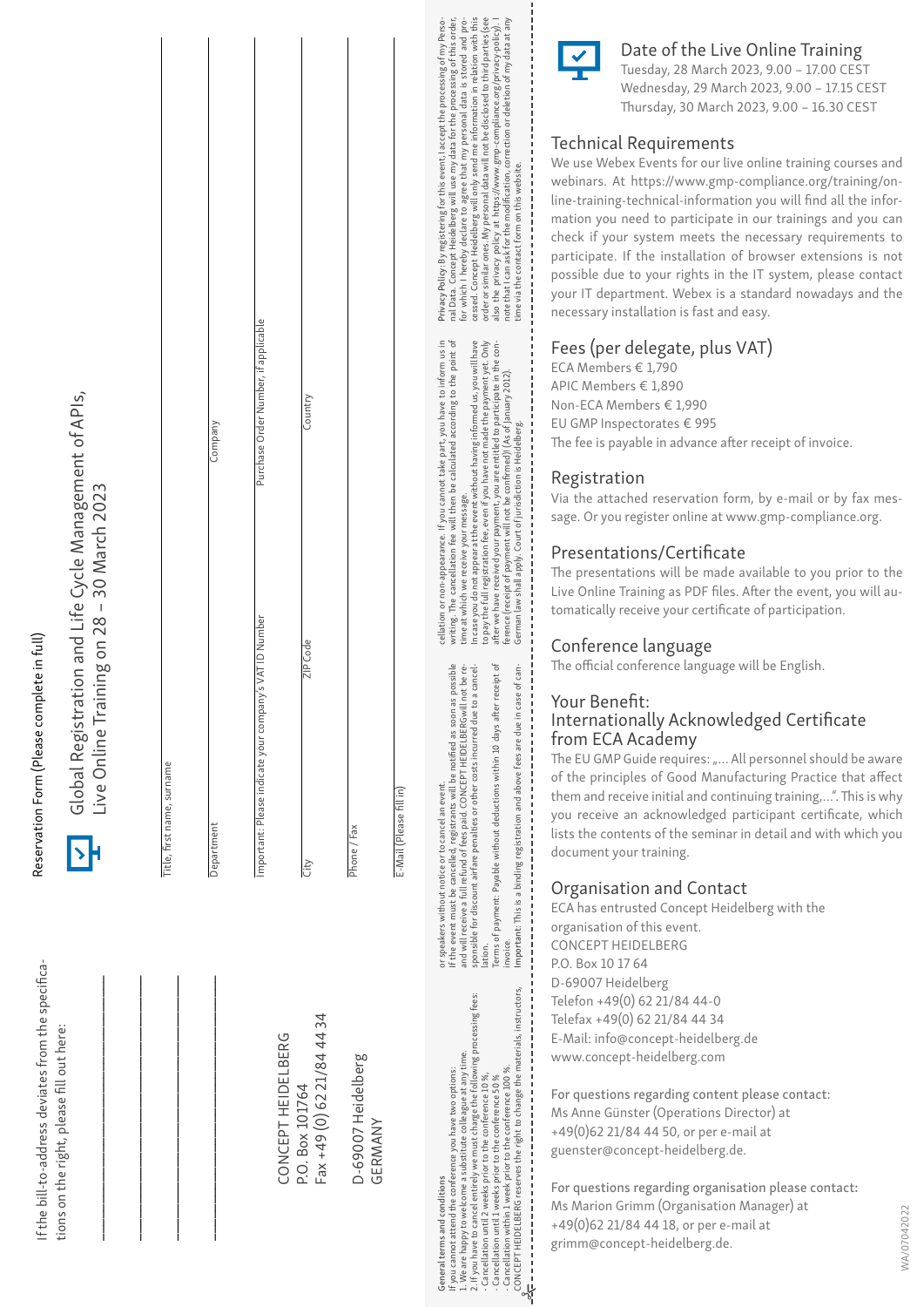If the bill-to-address deviates from the specifications on the right, please fill out here:

CONCEPT HEIDELBERG
P.O. Box 101764
Fax +49 (0) 62 21/84 44 34

D-69007 Heidelberg
GERMANY

Reservation Form (Please complete in full)

Global Registration and Life Cycle Management of APIs, Live Online Training on 28 – 30 March 2023

Title, first name, surname

Department | Company

Important: Please indicate your company's VAT ID Number | Purchase Order Number, if applicable

City | ZIP Code | Country

Phone / Fax

E-Mail (Please fill in)

General terms and conditions
If you cannot attend the conference you have two options:
1. We are happy to welcome a substitute colleague at any time.
2. If you have to cancel entirely we must charge the following processing fees:
- Cancellation until 2 weeks prior to the conference 10 %,
- Cancellation until 1 weeks prior to the conference 50 %
- Cancellation within 1 week prior to the conference 100 %.
CONCEPT HEIDELBERG reserves the right to change the materials, instructors, or speakers without notice or to cancel an event.
If the event must be cancelled, registrants will be notified as soon as possible and will receive a full refund of fees paid. CONCEPT HEIDELBERG will not be responsible for discount airfare penalties or other costs incurred due to a cancellation.
Terms of payment: Payable without deductions within 10 days after receipt of invoice.
Important: This is a binding registration and above fees are due in case of cancellation or non-appearance. If you cannot take part, you have to inform us in writing. The cancellation fee will then be calculated according to the point of time at which we receive your message.
In case you do not appear at the event without having informed us, you will have to pay the full registration fee, even if you have not made the payment yet. Only after we have received your payment, you are entitled to participate in the conference (receipt of payment will not be confirmed)! (As of January 2012).
German law shall apply. Court of jurisdiction is Heidelberg.

Privacy Policy: By registering for this event, I accept the processing of my Personal Data. Concept Heidelberg will use my data for the processing of this order, for which I hereby declare to agree that my personal data is stored and processed. Concept Heidelberg will only send me information in relation with this order or similar ones. My personal data will not be disclosed to third parties (see also the privacy policy at https://www.gmp-compliance.org/privacy-policy). I note that I can ask for the modification, correction or deletion of my data at any time via the contact form on this website.

## Date of the Live Online Training

Tuesday, 28 March 2023, 9.00 – 17.00 CEST
Wednesday, 29 March 2023, 9.00 – 17.15 CEST
Thursday, 30 March 2023, 9.00 – 16.30 CEST

## Technical Requirements

We use Webex Events for our live online training courses and webinars. At https://www.gmp-compliance.org/training/online-training-technical-information you will find all the information you need to participate in our trainings and you can check if your system meets the necessary requirements to participate. If the installation of browser extensions is not possible due to your rights in the IT system, please contact your IT department. Webex is a standard nowadays and the necessary installation is fast and easy.

## Fees (per delegate, plus VAT)

ECA Members € 1,790
APIC Members € 1,890
Non-ECA Members € 1,990
EU GMP Inspectorates € 995
The fee is payable in advance after receipt of invoice.

## Registration

Via the attached reservation form, by e-mail or by fax message. Or you register online at www.gmp-compliance.org.

## Presentations/Certificate

The presentations will be made available to you prior to the Live Online Training as PDF files. After the event, you will automatically receive your certificate of participation.

## Conference language

The official conference language will be English.

## Your Benefit: Internationally Acknowledged Certificate from ECA Academy

The EU GMP Guide requires: „... All personnel should be aware of the principles of Good Manufacturing Practice that affect them and receive initial and continuing training,...". This is why you receive an acknowledged participant certificate, which lists the contents of the seminar in detail and with which you document your training.

## Organisation and Contact

ECA has entrusted Concept Heidelberg with the organisation of this event.
CONCEPT HEIDELBERG
P.O. Box 10 17 64
D-69007 Heidelberg
Telefon +49(0) 62 21/84 44-0
Telefax +49(0) 62 21/84 44 34
E-Mail: info@concept-heidelberg.de
www.concept-heidelberg.com

**For questions regarding content please contact:**
Ms Anne Günster (Operations Director) at +49(0)62 21/84 44 50, or per e-mail at guenster@concept-heidelberg.de.

**For questions regarding organisation please contact:**
Ms Marion Grimm (Organisation Manager) at +49(0)62 21/84 44 18, or per e-mail at grimm@concept-heidelberg.de.

WA/07042022